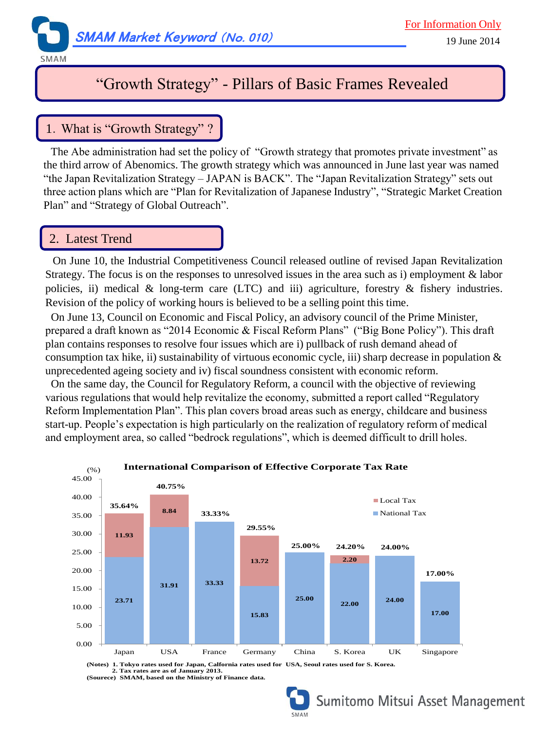SMAM Market Keyword (No. 010)

For Information Only

19 June 2014

# "Growth Strategy" - Pillars of Basic Frames Revealed

## 1. What is "Growth Strategy" ?

The Abe administration had set the policy of "Growth strategy that promotes private investment" as the third arrow of Abenomics. The growth strategy which was announced in June last year was named "the Japan Revitalization Strategy – JAPAN is BACK". The "Japan Revitalization Strategy" sets out three action plans which are "Plan for Revitalization of Japanese Industry", "Strategic Market Creation Plan" and "Strategy of Global Outreach".

## 2. Latest Trend

On June 10, the Industrial Competitiveness Council released outline of revised Japan Revitalization Strategy. The focus is on the responses to unresolved issues in the area such as i) employment & labor policies, ii) medical & long-term care (LTC) and iii) agriculture, forestry & fishery industries. Revision of the policy of working hours is believed to be a selling point this time.

On June 13, Council on Economic and Fiscal Policy, an advisory council of the Prime Minister, prepared a draft known as "2014 Economic & Fiscal Reform Plans" ("Big Bone Policy"). This draft plan contains responses to resolve four issues which are i) pullback of rush demand ahead of consumption tax hike, ii) sustainability of virtuous economic cycle, iii) sharp decrease in population & unprecedented ageing society and iv) fiscal soundness consistent with economic reform.

On the same day, the Council for Regulatory Reform, a council with the objective of reviewing various regulations that would help revitalize the economy, submitted a report called "Regulatory Reform Implementation Plan". This plan covers broad areas such as energy, childcare and business start-up. People's expectation is high particularly on the realization of regulatory reform of medical and employment area, so called "bedrock regulations", which is deemed difficult to drill holes.

**International Comparison of Effective Corporate Tax Rate**

| (%) | Japan | USA | France | Germany | China | S. Korea | UK | Singapore |
|---|---|---|---|---|---|---|---|---|
| National Tax | 23.71 | 31.91 | 33.33 | 15.83 | 25.00 | 22.00 | 24.00 | 17.00 |
| Local Tax | 11.93 | 8.84 | | 13.72 | | 2.20 | | |
| Total | 35.64% | 40.75% | 33.33% | 29.55% | 25.00% | 24.20% | 24.00% | 17.00% |

(Notes) 1. Tokyo rates used for Japan, Calfornia rates used for USA, Seoul rates used for S. Korea.
2. Tax rates are as of January 2013.
(Sourece) SMAM, based on the Ministry of Finance data.

Sumitomo Mitsui Asset Management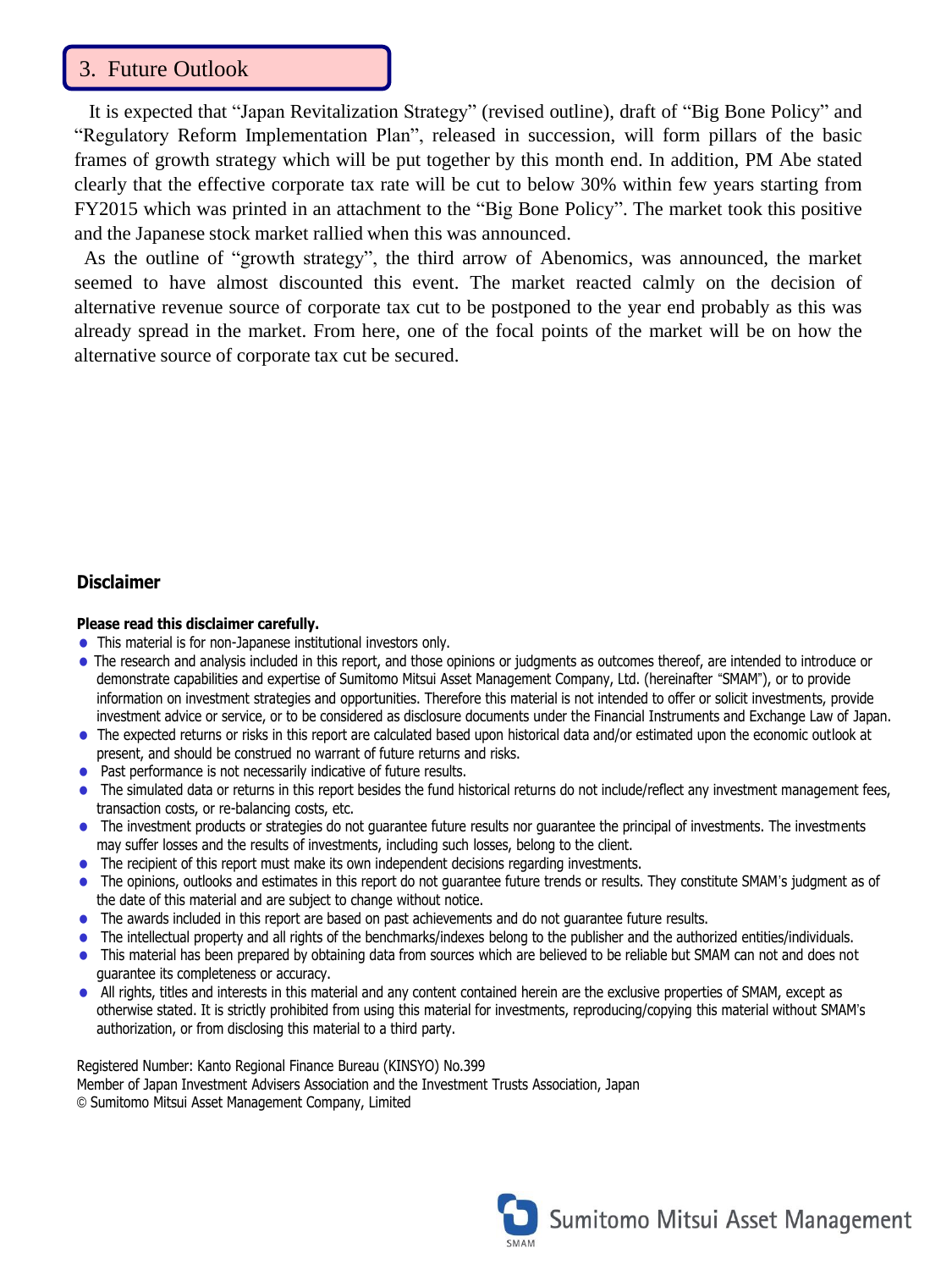## 3. Future Outlook

It is expected that "Japan Revitalization Strategy" (revised outline), draft of "Big Bone Policy" and "Regulatory Reform Implementation Plan", released in succession, will form pillars of the basic frames of growth strategy which will be put together by this month end. In addition, PM Abe stated clearly that the effective corporate tax rate will be cut to below 30% within few years starting from FY2015 which was printed in an attachment to the "Big Bone Policy". The market took this positive and the Japanese stock market rallied when this was announced.

As the outline of "growth strategy", the third arrow of Abenomics, was announced, the market seemed to have almost discounted this event. The market reacted calmly on the decision of alternative revenue source of corporate tax cut to be postponed to the year end probably as this was already spread in the market. From here, one of the focal points of the market will be on how the alternative source of corporate tax cut be secured.

### Disclaimer

**Please read this disclaimer carefully.**

- This material is for non-Japanese institutional investors only.
- The research and analysis included in this report, and those opinions or judgments as outcomes thereof, are intended to introduce or demonstrate capabilities and expertise of Sumitomo Mitsui Asset Management Company, Ltd. (hereinafter "SMAM"), or to provide information on investment strategies and opportunities. Therefore this material is not intended to offer or solicit investments, provide investment advice or service, or to be considered as disclosure documents under the Financial Instruments and Exchange Law of Japan.
- The expected returns or risks in this report are calculated based upon historical data and/or estimated upon the economic outlook at present, and should be construed no warrant of future returns and risks.
- Past performance is not necessarily indicative of future results.
- The simulated data or returns in this report besides the fund historical returns do not include/reflect any investment management fees, transaction costs, or re-balancing costs, etc.
- The investment products or strategies do not guarantee future results nor guarantee the principal of investments. The investments may suffer losses and the results of investments, including such losses, belong to the client.
- The recipient of this report must make its own independent decisions regarding investments.
- The opinions, outlooks and estimates in this report do not guarantee future trends or results. They constitute SMAM's judgment as of the date of this material and are subject to change without notice.
- The awards included in this report are based on past achievements and do not guarantee future results.
- The intellectual property and all rights of the benchmarks/indexes belong to the publisher and the authorized entities/individuals.
- This material has been prepared by obtaining data from sources which are believed to be reliable but SMAM can not and does not guarantee its completeness or accuracy.
- All rights, titles and interests in this material and any content contained herein are the exclusive properties of SMAM, except as otherwise stated. It is strictly prohibited from using this material for investments, reproducing/copying this material without SMAM's authorization, or from disclosing this material to a third party.

Registered Number: Kanto Regional Finance Bureau (KINSYO) No.399
Member of Japan Investment Advisers Association and the Investment Trusts Association, Japan
© Sumitomo Mitsui Asset Management Company, Limited

Sumitomo Mitsui Asset Management